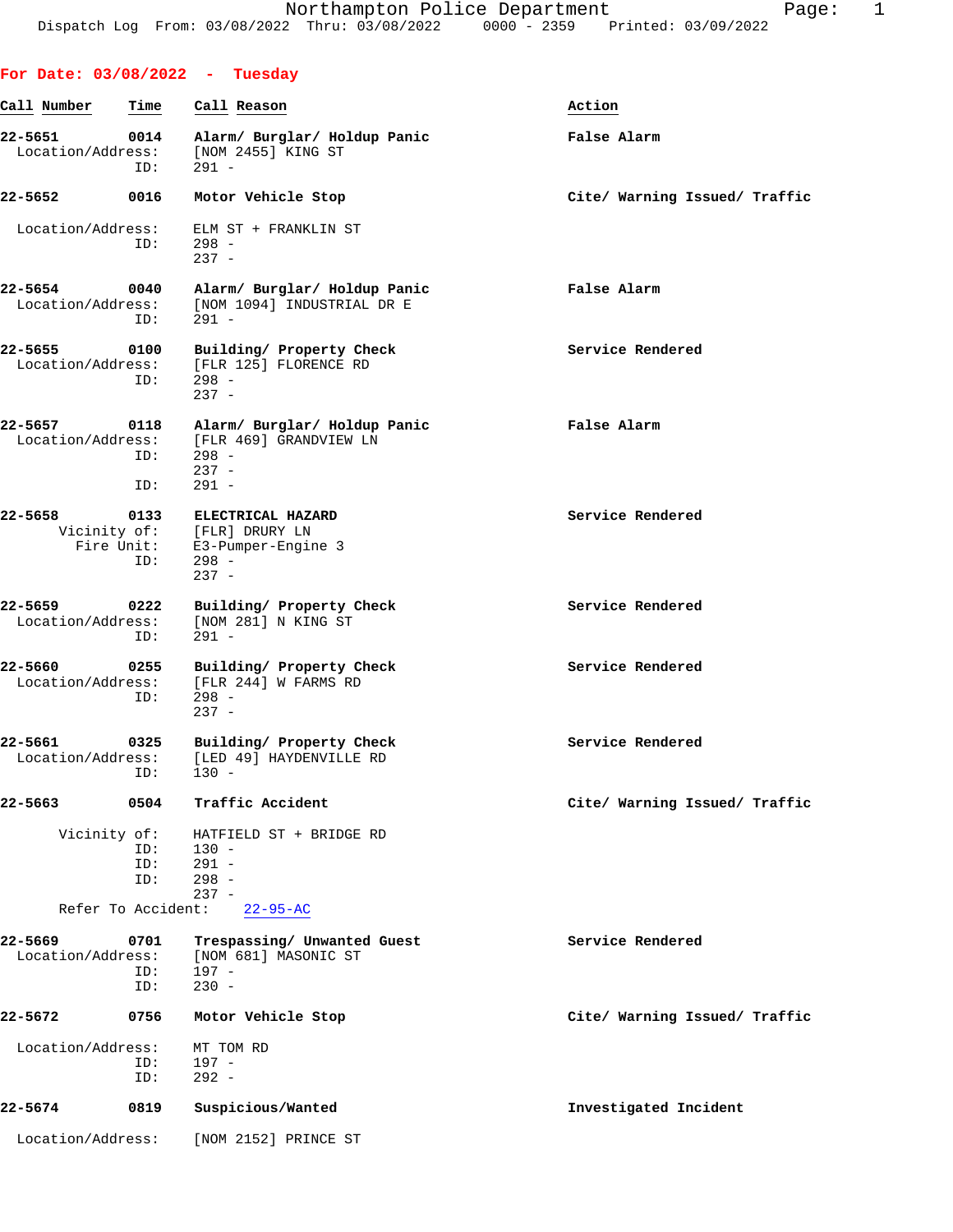Northampton Police Department
Dispatch Log From: 03/08/2022 Thru: 03/08/2022 0000 - 2359 Printed: 03/09/2022

## For Date: 03/08/2022 - Tuesday

| Call Number | Time | Call Reason | Action |
|---|---|---|---|
| 22-5651 | 0014 | Alarm/ Burglar/ Holdup Panic | False Alarm |

Location/Address: [NOM 2455] KING ST
ID: 291 -

| Call Number | Time | Call Reason | Action |
|---|---|---|---|
| 22-5652 | 0016 | Motor Vehicle Stop | Cite/ Warning Issued/ Traffic |

Location/Address: ELM ST + FRANKLIN ST
ID: 298 -
237 -

| Call Number | Time | Call Reason | Action |
|---|---|---|---|
| 22-5654 | 0040 | Alarm/ Burglar/ Holdup Panic | False Alarm |

Location/Address: [NOM 1094] INDUSTRIAL DR E
ID: 291 -

| Call Number | Time | Call Reason | Action |
|---|---|---|---|
| 22-5655 | 0100 | Building/ Property Check | Service Rendered |

Location/Address: [FLR 125] FLORENCE RD
ID: 298 -
237 -

| Call Number | Time | Call Reason | Action |
|---|---|---|---|
| 22-5657 | 0118 | Alarm/ Burglar/ Holdup Panic | False Alarm |

Location/Address: [FLR 469] GRANDVIEW LN
ID: 298 -
237 -
ID: 291 -

| Call Number | Time | Call Reason | Action |
|---|---|---|---|
| 22-5658 | 0133 | ELECTRICAL HAZARD | Service Rendered |

Vicinity of: [FLR] DRURY LN
Fire Unit: E3-Pumper-Engine 3
ID: 298 -
237 -

| Call Number | Time | Call Reason | Action |
|---|---|---|---|
| 22-5659 | 0222 | Building/ Property Check | Service Rendered |

Location/Address: [NOM 281] N KING ST
ID: 291 -

| Call Number | Time | Call Reason | Action |
|---|---|---|---|
| 22-5660 | 0255 | Building/ Property Check | Service Rendered |

Location/Address: [FLR 244] W FARMS RD
ID: 298 -
237 -

| Call Number | Time | Call Reason | Action |
|---|---|---|---|
| 22-5661 | 0325 | Building/ Property Check | Service Rendered |

Location/Address: [LED 49] HAYDENVILLE RD
ID: 130 -

| Call Number | Time | Call Reason | Action |
|---|---|---|---|
| 22-5663 | 0504 | Traffic Accident | Cite/ Warning Issued/ Traffic |

Vicinity of: HATFIELD ST + BRIDGE RD
ID: 130 -
ID: 291 -
ID: 298 -
237 -
Refer To Accident: 22-95-AC

| Call Number | Time | Call Reason | Action |
|---|---|---|---|
| 22-5669 | 0701 | Trespassing/ Unwanted Guest | Service Rendered |

Location/Address: [NOM 681] MASONIC ST
ID: 197 -
ID: 230 -

| Call Number | Time | Call Reason | Action |
|---|---|---|---|
| 22-5672 | 0756 | Motor Vehicle Stop | Cite/ Warning Issued/ Traffic |

Location/Address: MT TOM RD
ID: 197 -
ID: 292 -

| Call Number | Time | Call Reason | Action |
|---|---|---|---|
| 22-5674 | 0819 | Suspicious/Wanted | Investigated Incident |

Location/Address: [NOM 2152] PRINCE ST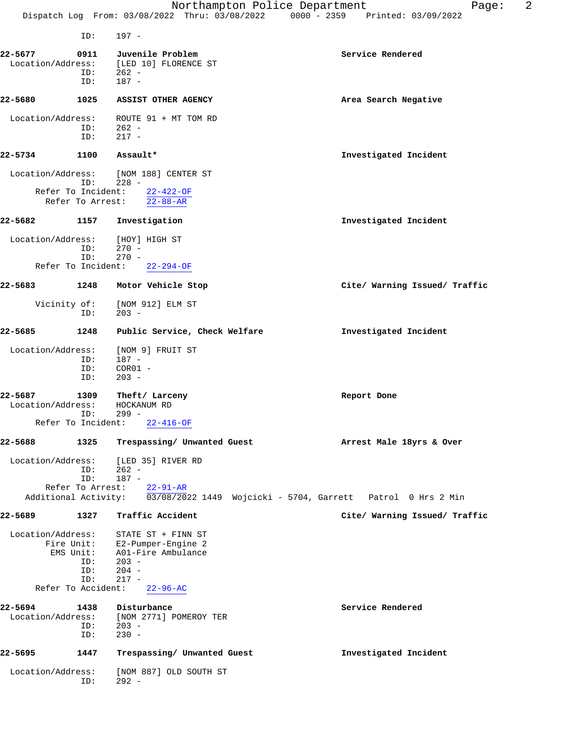ID: 197 -

**22-5677** 0911 **Juvenile Problem** — **Service Rendered**
Location/Address: [LED 10] FLORENCE ST
ID: 262 -
ID: 187 -

**22-5680** 1025 **ASSIST OTHER AGENCY** — **Area Search Negative**
Location/Address: ROUTE 91 + MT TOM RD
ID: 262 -
ID: 217 -

**22-5734** 1100 **Assault*** — **Investigated Incident**
Location/Address: [NOM 188] CENTER ST
ID: 228 -
Refer To Incident: 22-422-OF
Refer To Arrest: 22-88-AR

**22-5682** 1157 **Investigation** — **Investigated Incident**
Location/Address: [HOY] HIGH ST
ID: 270 -
ID: 270 -
Refer To Incident: 22-294-OF

**22-5683** 1248 **Motor Vehicle Stop** — **Cite/ Warning Issued/ Traffic**
Vicinity of: [NOM 912] ELM ST
ID: 203 -

**22-5685** 1248 **Public Service, Check Welfare** — **Investigated Incident**
Location/Address: [NOM 9] FRUIT ST
ID: 187 -
ID: COR01 -
ID: 203 -

**22-5687** 1309 **Theft/ Larceny** — **Report Done**
Location/Address: HOCKANUM RD
ID: 299 -
Refer To Incident: 22-416-OF

**22-5688** 1325 **Trespassing/ Unwanted Guest** — **Arrest Male 18yrs & Over**
Location/Address: [LED 35] RIVER RD
ID: 262 -
ID: 187 -
Refer To Arrest: 22-91-AR
Additional Activity: 03/08/2022 1449 Wojcicki - 5704, Garrett Patrol 0 Hrs 2 Min

**22-5689** 1327 **Traffic Accident** — **Cite/ Warning Issued/ Traffic**
Location/Address: STATE ST + FINN ST
Fire Unit: E2-Pumper-Engine 2
EMS Unit: A01-Fire Ambulance
ID: 203 -
ID: 204 -
ID: 217 -
Refer To Accident: 22-96-AC

**22-5694** 1438 **Disturbance** — **Service Rendered**
Location/Address: [NOM 2771] POMEROY TER
ID: 203 -
ID: 230 -

**22-5695** 1447 **Trespassing/ Unwanted Guest** — **Investigated Incident**
Location/Address: [NOM 887] OLD SOUTH ST
ID: 292 -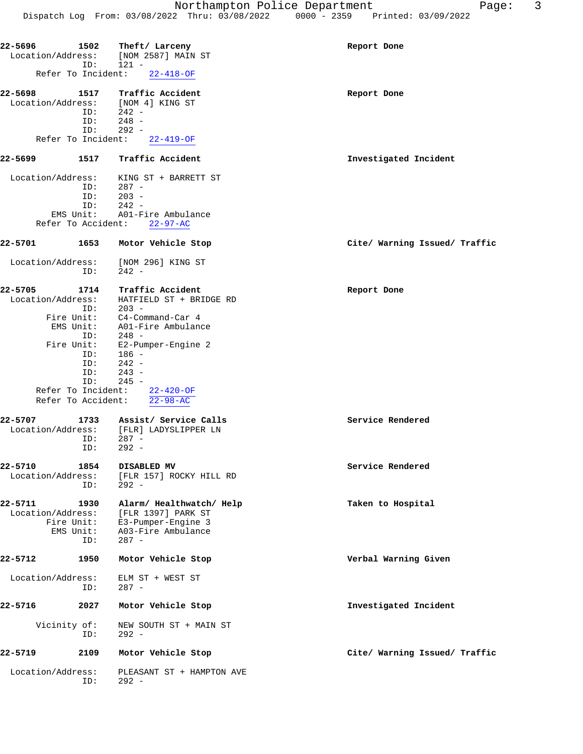**22-5696** 1502 **Theft/ Larceny** **Report Done**
Location/Address: [NOM 2587] MAIN ST
ID: 121 -
Refer To Incident: 22-418-OF

**22-5698** 1517 **Traffic Accident** **Report Done**
Location/Address: [NOM 4] KING ST
ID: 242 -
ID: 248 -
ID: 292 -
Refer To Incident: 22-419-OF

**22-5699** 1517 **Traffic Accident** **Investigated Incident**
Location/Address: KING ST + BARRETT ST
ID: 287 -
ID: 203 -
ID: 242 -
EMS Unit: A01-Fire Ambulance
Refer To Accident: 22-97-AC

**22-5701** 1653 **Motor Vehicle Stop** **Cite/ Warning Issued/ Traffic**
Location/Address: [NOM 296] KING ST
ID: 242 -

**22-5705** 1714 **Traffic Accident** **Report Done**
Location/Address: HATFIELD ST + BRIDGE RD
ID: 203 -
Fire Unit: C4-Command-Car 4
EMS Unit: A01-Fire Ambulance
ID: 248 -
Fire Unit: E2-Pumper-Engine 2
ID: 186 -
ID: 242 -
ID: 243 -
ID: 245 -
Refer To Incident: 22-420-OF
Refer To Accident: 22-98-AC

**22-5707** 1733 **Assist/ Service Calls** **Service Rendered**
Location/Address: [FLR] LADYSLIPPER LN
ID: 287 -
ID: 292 -

**22-5710** 1854 **DISABLED MV** **Service Rendered**
Location/Address: [FLR 157] ROCKY HILL RD
ID: 292 -

**22-5711** 1930 **Alarm/ Healthwatch/ Help** **Taken to Hospital**
Location/Address: [FLR 1397] PARK ST
Fire Unit: E3-Pumper-Engine 3
EMS Unit: A03-Fire Ambulance
ID: 287 -

**22-5712** 1950 **Motor Vehicle Stop** **Verbal Warning Given**
Location/Address: ELM ST + WEST ST
ID: 287 -

**22-5716** 2027 **Motor Vehicle Stop** **Investigated Incident**
Vicinity of: NEW SOUTH ST + MAIN ST
ID: 292 -

**22-5719** 2109 **Motor Vehicle Stop** **Cite/ Warning Issued/ Traffic**
Location/Address: PLEASANT ST + HAMPTON AVE
ID: 292 -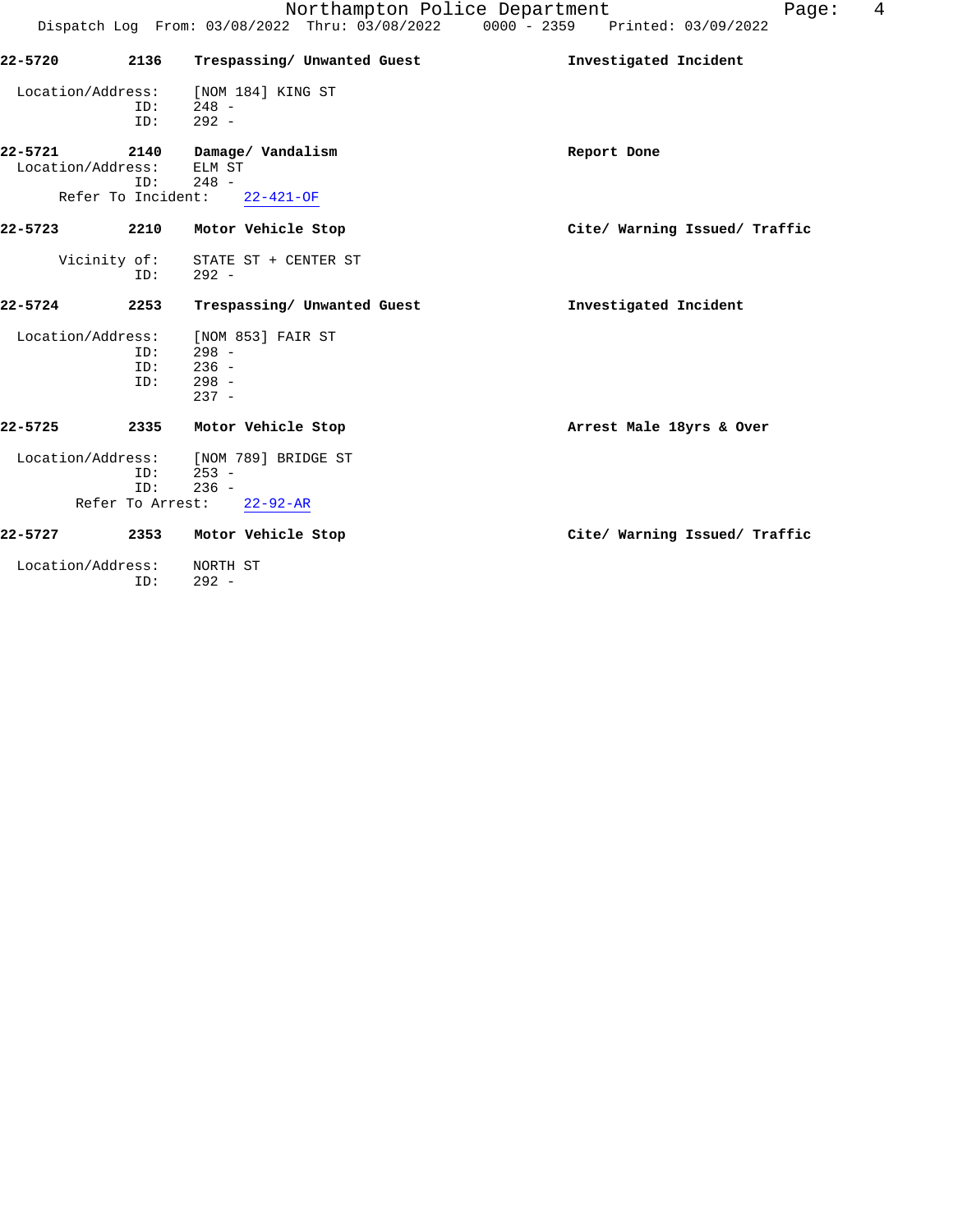**22-5720** **2136** **Trespassing/ Unwanted Guest** **Investigated Incident**

Location/Address: [NOM 184] KING ST
ID: 248 -
ID: 292 -

**22-5721** **2140** **Damage/ Vandalism** **Report Done**

Location/Address: ELM ST
ID: 248 -
Refer To Incident: 22-421-OF

**22-5723** **2210** **Motor Vehicle Stop** **Cite/ Warning Issued/ Traffic**

Vicinity of: STATE ST + CENTER ST
ID: 292 -

**22-5724** **2253** **Trespassing/ Unwanted Guest** **Investigated Incident**

Location/Address: [NOM 853] FAIR ST
ID: 298 -
ID: 236 -
ID: 298 -
237 -

**22-5725** **2335** **Motor Vehicle Stop** **Arrest Male 18yrs & Over**

Location/Address: [NOM 789] BRIDGE ST
ID: 253 -
ID: 236 -
Refer To Arrest: 22-92-AR

**22-5727** **2353** **Motor Vehicle Stop** **Cite/ Warning Issued/ Traffic**

Location/Address: NORTH ST
ID: 292 -